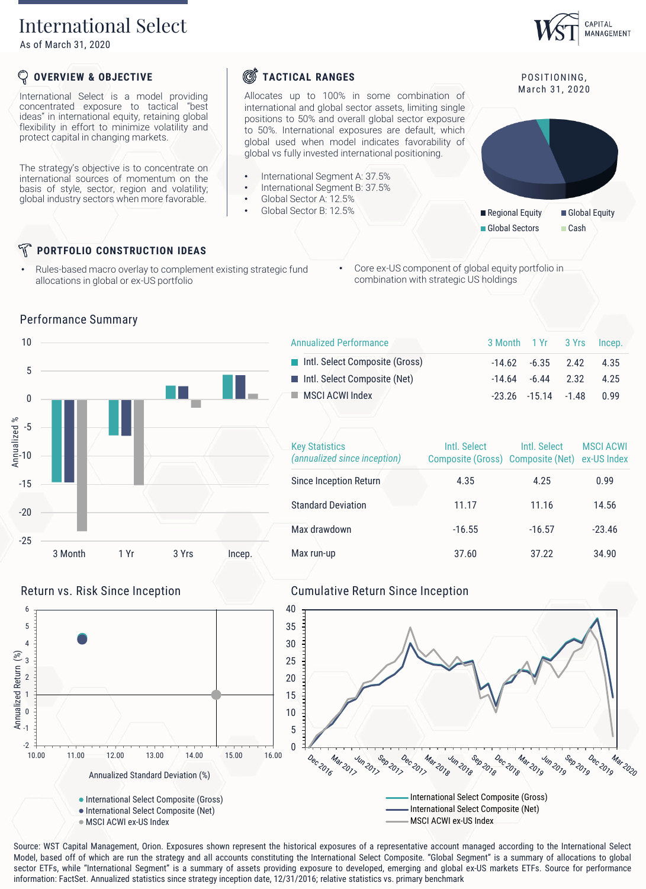# International Select

As of March 31, 2020

WST CAPITAL MANAGEMENT

## OVERVIEW & OBJECTIVE

International Select is a model providing concentrated exposure to tactical "best ideas" in international equity, retaining global flexibility in effort to minimize volatility and protect capital in changing markets.

The strategy's objective is to concentrate on international sources of momentum on the basis of style, sector, region and volatility; global industry sectors when more favorable.

## TACTICAL RANGES

Allocates up to 100% in some combination of international and global sector assets, limiting single positions to 50% and overall global sector exposure to 50%. International exposures are default, which global used when model indicates favorability of global vs fully invested international positioning.

- International Segment A: 37.5%
- International Segment B: 37.5%
- Global Sector A: 12.5%
- Global Sector B: 12.5%

POSITIONING, March 31, 2020

Regional Equity | Global Equity | Global Sectors | Cash

## PORTFOLIO CONSTRUCTION IDEAS

- Rules-based macro overlay to complement existing strategic fund allocations in global or ex-US portfolio
- Core ex-US component of global equity portfolio in combination with strategic US holdings

## Performance Summary

| Annualized Performance | 3 Month | 1 Yr | 3 Yrs | Incep. |
|---|---|---|---|---|
| Intl. Select Composite (Gross) | -14.62 | -6.35 | 2.42 | 4.35 |
| Intl. Select Composite (Net) | -14.64 | -6.44 | 2.32 | 4.25 |
| MSCI ACWI Index | -23.26 | -15.14 | -1.48 | 0.99 |

| Key Statistics *(annualized since inception)* | Intl. Select Composite (Gross) | Intl. Select Composite (Net) | MSCI ACWI ex-US Index |
|---|---|---|---|
| Since Inception Return | 4.35 | 4.25 | 0.99 |
| Standard Deviation | 11.17 | 11.16 | 14.56 |
| Max drawdown | -16.55 | -16.57 | -23.46 |
| Max run-up | 37.60 | 37.22 | 34.90 |

## Return vs. Risk Since Inception

Annualized Return (%) vs. Annualized Standard Deviation (%)

- International Select Composite (Gross)
- International Select Composite (Net)
- MSCI ACWI ex-US Index

## Cumulative Return Since Inception

- International Select Composite (Gross)
- International Select Composite (Net)
- MSCI ACWI ex-US Index

Source: WST Capital Management, Orion. Exposures shown represent the historical exposures of a representative account managed according to the International Select Model, based off of which are run the strategy and all accounts constituting the International Select Composite. "Global Segment" is a summary of allocations to global sector ETFs, while "International Segment" is a summary of assets providing exposure to developed, emerging and global ex-US markets ETFs. Source for performance information: FactSet. Annualized statistics since strategy inception date, 12/31/2016; relative statistics vs. primary benchmark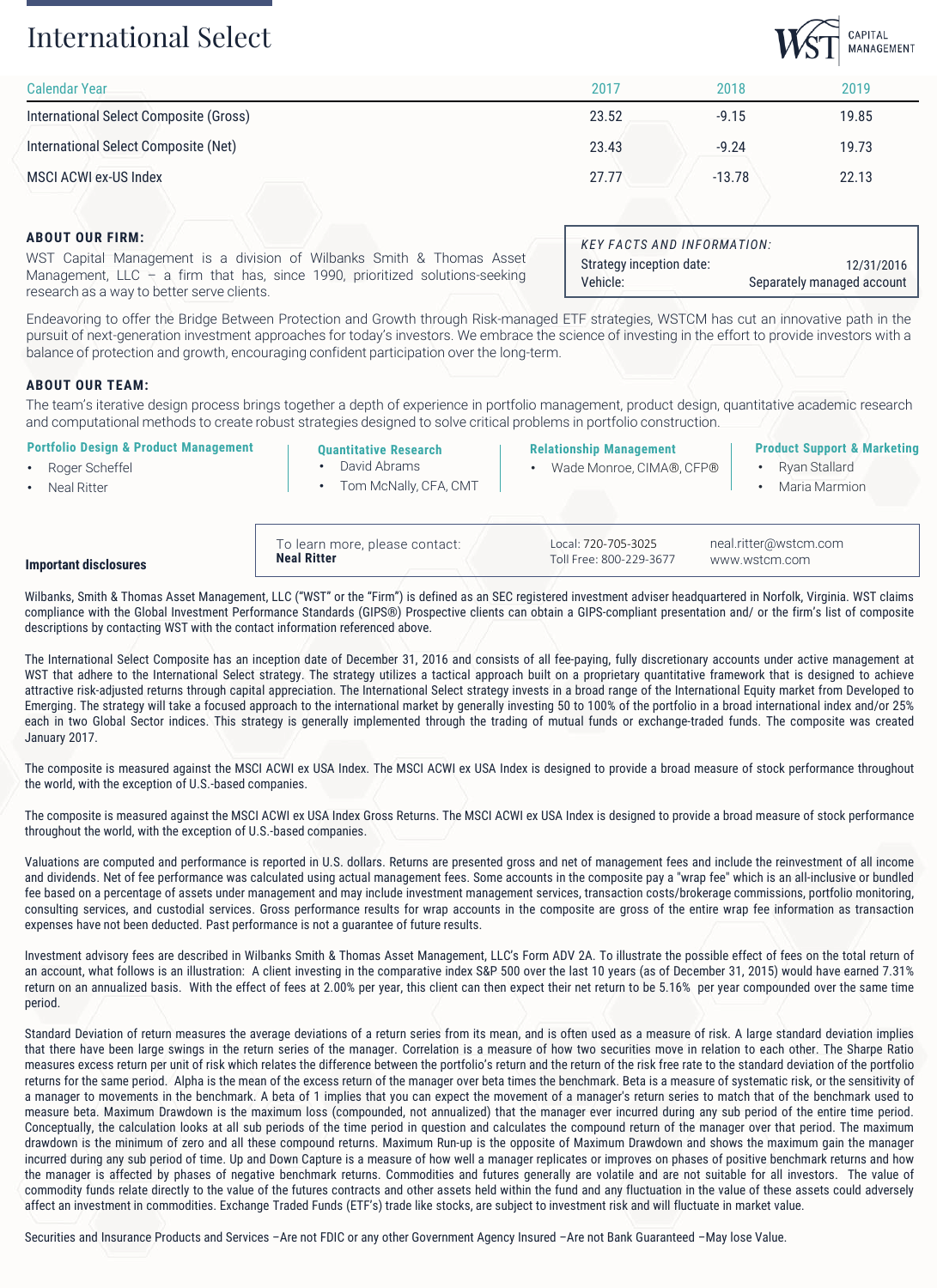# International Select

| Calendar Year | 2017 | 2018 | 2019 |
|---|---|---|---|
| International Select Composite (Gross) | 23.52 | -9.15 | 19.85 |
| International Select Composite (Net) | 23.43 | -9.24 | 19.73 |
| MSCI ACWI ex-US Index | 27.77 | -13.78 | 22.13 |

**ABOUT OUR FIRM:**

WST Capital Management is a division of Wilbanks Smith & Thomas Asset Management, LLC – a firm that has, since 1990, prioritized solutions-seeking research as a way to better serve clients.

*KEY FACTS AND INFORMATION:*

Strategy inception date: 12/31/2016
Vehicle: Separately managed account

Endeavoring to offer the Bridge Between Protection and Growth through Risk-managed ETF strategies, WSTCM has cut an innovative path in the pursuit of next-generation investment approaches for today's investors. We embrace the science of investing in the effort to provide investors with a balance of protection and growth, encouraging confident participation over the long-term.

**ABOUT OUR TEAM:**

The team's iterative design process brings together a depth of experience in portfolio management, product design, quantitative academic research and computational methods to create robust strategies designed to solve critical problems in portfolio construction.

**Portfolio Design & Product Management**
- Roger Scheffel
- Neal Ritter

**Quantitative Research**
- David Abrams
- Tom McNally, CFA, CMT

**Relationship Management**
- Wade Monroe, CIMA®, CFP®

**Product Support & Marketing**
- Ryan Stallard
- Maria Marmion

To learn more, please contact:
**Neal Ritter**
Local: 720-705-3025
Toll Free: 800-229-3677
neal.ritter@wstcm.com
www.wstcm.com

**Important disclosures**

Wilbanks, Smith & Thomas Asset Management, LLC ("WST" or the "Firm") is defined as an SEC registered investment adviser headquartered in Norfolk, Virginia. WST claims compliance with the Global Investment Performance Standards (GIPS®) Prospective clients can obtain a GIPS-compliant presentation and/ or the firm's list of composite descriptions by contacting WST with the contact information referenced above.

The International Select Composite has an inception date of December 31, 2016 and consists of all fee-paying, fully discretionary accounts under active management at WST that adhere to the International Select strategy. The strategy utilizes a tactical approach built on a proprietary quantitative framework that is designed to achieve attractive risk-adjusted returns through capital appreciation. The International Select strategy invests in a broad range of the International Equity market from Developed to Emerging. The strategy will take a focused approach to the international market by generally investing 50 to 100% of the portfolio in a broad international index and/or 25% each in two Global Sector indices. This strategy is generally implemented through the trading of mutual funds or exchange-traded funds. The composite was created January 2017.

The composite is measured against the MSCI ACWI ex USA Index. The MSCI ACWI ex USA Index is designed to provide a broad measure of stock performance throughout the world, with the exception of U.S.-based companies.

The composite is measured against the MSCI ACWI ex USA Index Gross Returns. The MSCI ACWI ex USA Index is designed to provide a broad measure of stock performance throughout the world, with the exception of U.S.-based companies.

Valuations are computed and performance is reported in U.S. dollars. Returns are presented gross and net of management fees and include the reinvestment of all income and dividends. Net of fee performance was calculated using actual management fees. Some accounts in the composite pay a "wrap fee" which is an all-inclusive or bundled fee based on a percentage of assets under management and may include investment management services, transaction costs/brokerage commissions, portfolio monitoring, consulting services, and custodial services. Gross performance results for wrap accounts in the composite are gross of the entire wrap fee information as transaction expenses have not been deducted. Past performance is not a guarantee of future results.

Investment advisory fees are described in Wilbanks Smith & Thomas Asset Management, LLC's Form ADV 2A. To illustrate the possible effect of fees on the total return of an account, what follows is an illustration: A client investing in the comparative index S&P 500 over the last 10 years (as of December 31, 2015) would have earned 7.31% return on an annualized basis. With the effect of fees at 2.00% per year, this client can then expect their net return to be 5.16% per year compounded over the same time period.

Standard Deviation of return measures the average deviations of a return series from its mean, and is often used as a measure of risk. A large standard deviation implies that there have been large swings in the return series of the manager. Correlation is a measure of how two securities move in relation to each other. The Sharpe Ratio measures excess return per unit of risk which relates the difference between the portfolio's return and the return of the risk free rate to the standard deviation of the portfolio returns for the same period. Alpha is the mean of the excess return of the manager over beta times the benchmark. Beta is a measure of systematic risk, or the sensitivity of a manager to movements in the benchmark. A beta of 1 implies that you can expect the movement of a manager's return series to match that of the benchmark used to measure beta. Maximum Drawdown is the maximum loss (compounded, not annualized) that the manager ever incurred during any sub period of the entire time period. Conceptually, the calculation looks at all sub periods of the time period in question and calculates the compound return of the manager over that period. The maximum drawdown is the minimum of zero and all these compound returns. Maximum Run-up is the opposite of Maximum Drawdown and shows the maximum gain the manager incurred during any sub period of time. Up and Down Capture is a measure of how well a manager replicates or improves on phases of positive benchmark returns and how the manager is affected by phases of negative benchmark returns. Commodities and futures generally are volatile and are not suitable for all investors. The value of commodity funds relate directly to the value of the futures contracts and other assets held within the fund and any fluctuation in the value of these assets could adversely affect an investment in commodities. Exchange Traded Funds (ETF's) trade like stocks, are subject to investment risk and will fluctuate in market value.

Securities and Insurance Products and Services –Are not FDIC or any other Government Agency Insured –Are not Bank Guaranteed –May lose Value.